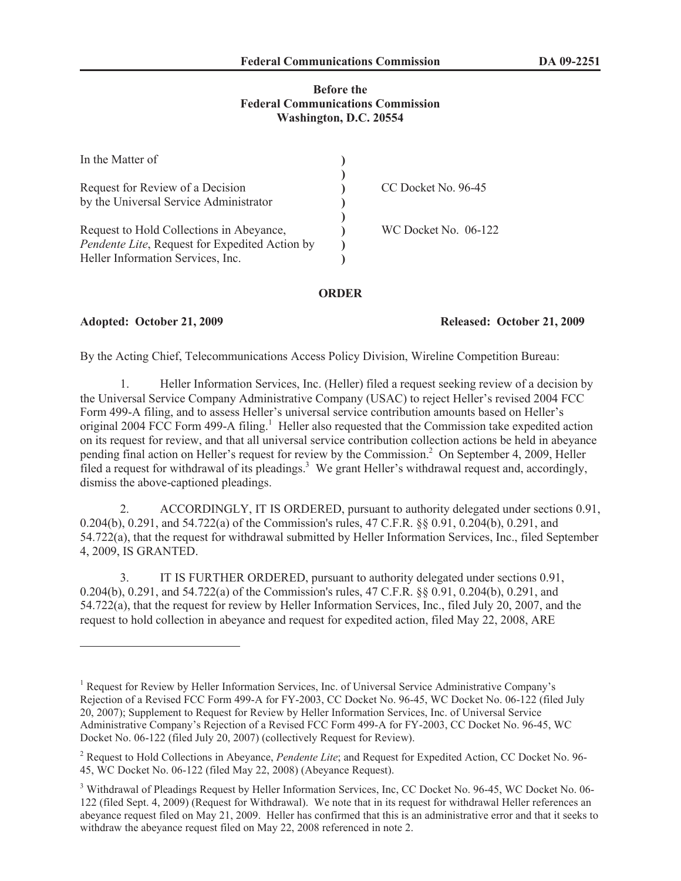**Before the**
**Federal Communications Commission**
**Washington, D.C. 20554**

| | | |
|---|---|---|
| In the Matter of | ) | |
| | ) | |
| Request for Review of a Decision by the Universal Service Administrator | ) | CC Docket No. 96-45 |
| | ) | |
| Request to Hold Collections in Abeyance, *Pendente Lite*, Request for Expedited Action by Heller Information Services, Inc. | ) | WC Docket No. 06-122 |

**ORDER**

**Adopted: October 21, 2009** **Released: October 21, 2009**

By the Acting Chief, Telecommunications Access Policy Division, Wireline Competition Bureau:

1. Heller Information Services, Inc. (Heller) filed a request seeking review of a decision by the Universal Service Company Administrative Company (USAC) to reject Heller's revised 2004 FCC Form 499-A filing, and to assess Heller's universal service contribution amounts based on Heller's original 2004 FCC Form 499-A filing.[1] Heller also requested that the Commission take expedited action on its request for review, and that all universal service contribution collection actions be held in abeyance pending final action on Heller's request for review by the Commission.[2] On September 4, 2009, Heller filed a request for withdrawal of its pleadings.[3] We grant Heller's withdrawal request and, accordingly, dismiss the above-captioned pleadings.

2. ACCORDINGLY, IT IS ORDERED, pursuant to authority delegated under sections 0.91, 0.204(b), 0.291, and 54.722(a) of the Commission's rules, 47 C.F.R. §§ 0.91, 0.204(b), 0.291, and 54.722(a), that the request for withdrawal submitted by Heller Information Services, Inc., filed September 4, 2009, IS GRANTED.

3. IT IS FURTHER ORDERED, pursuant to authority delegated under sections 0.91, 0.204(b), 0.291, and 54.722(a) of the Commission's rules, 47 C.F.R. §§ 0.91, 0.204(b), 0.291, and 54.722(a), that the request for review by Heller Information Services, Inc., filed July 20, 2007, and the request to hold collection in abeyance and request for expedited action, filed May 22, 2008, ARE

---

[1] Request for Review by Heller Information Services, Inc. of Universal Service Administrative Company's Rejection of a Revised FCC Form 499-A for FY-2003, CC Docket No. 96-45, WC Docket No. 06-122 (filed July 20, 2007); Supplement to Request for Review by Heller Information Services, Inc. of Universal Service Administrative Company's Rejection of a Revised FCC Form 499-A for FY-2003, CC Docket No. 96-45, WC Docket No. 06-122 (filed July 20, 2007) (collectively Request for Review).

[2] Request to Hold Collections in Abeyance, *Pendente Lite*; and Request for Expedited Action, CC Docket No. 96-45, WC Docket No. 06-122 (filed May 22, 2008) (Abeyance Request).

[3] Withdrawal of Pleadings Request by Heller Information Services, Inc, CC Docket No. 96-45, WC Docket No. 06-122 (filed Sept. 4, 2009) (Request for Withdrawal). We note that in its request for withdrawal Heller references an abeyance request filed on May 21, 2009. Heller has confirmed that this is an administrative error and that it seeks to withdraw the abeyance request filed on May 22, 2008 referenced in note 2.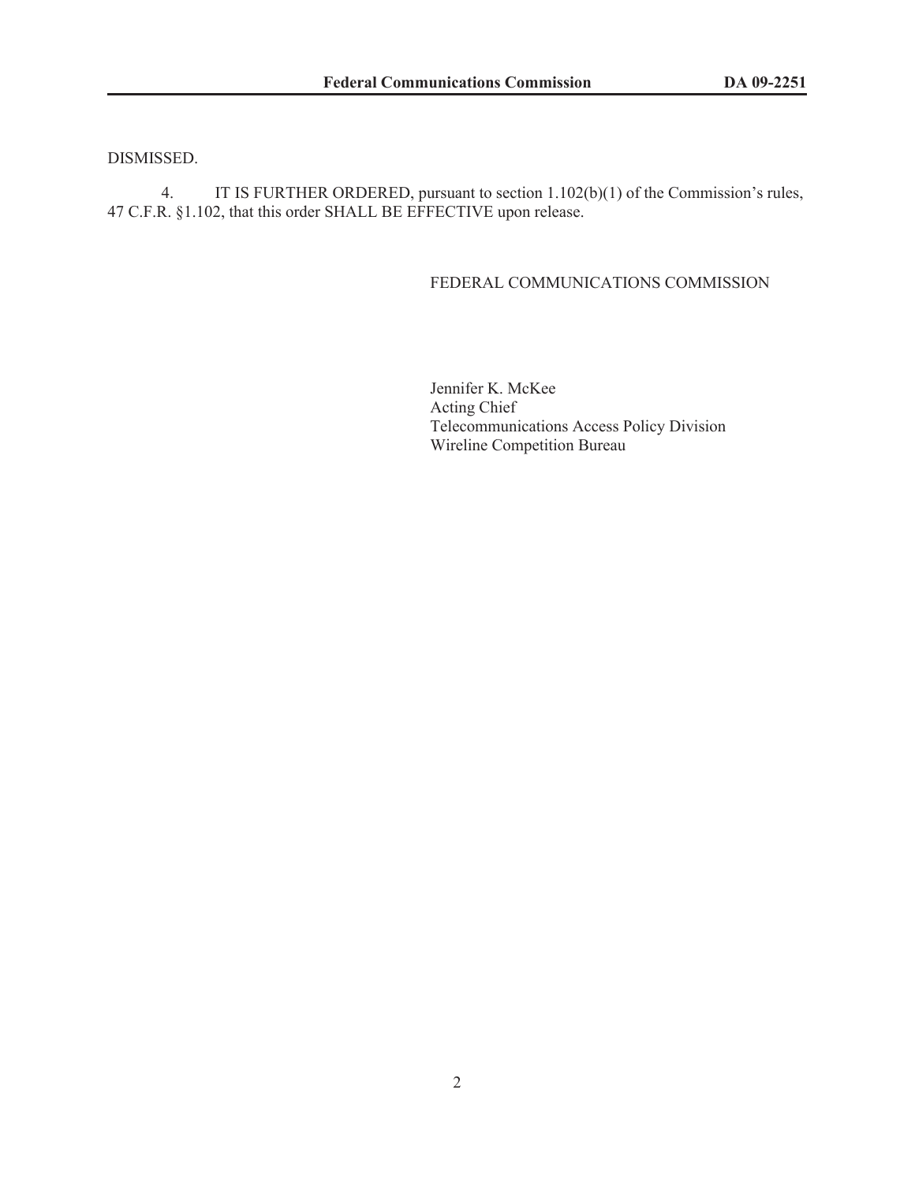DISMISSED.

4. IT IS FURTHER ORDERED, pursuant to section 1.102(b)(1) of the Commission's rules, 47 C.F.R. §1.102, that this order SHALL BE EFFECTIVE upon release.

FEDERAL COMMUNICATIONS COMMISSION

Jennifer K. McKee
Acting Chief
Telecommunications Access Policy Division
Wireline Competition Bureau